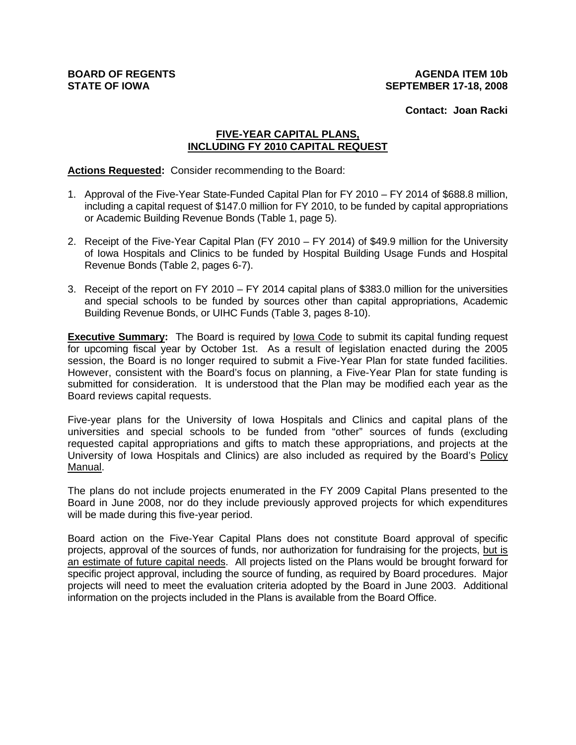**BOARD OF REGENTS**
**STATE OF IOWA**

**AGENDA ITEM 10b**
**SEPTEMBER 17-18, 2008**

**Contact: Joan Racki**

## FIVE-YEAR CAPITAL PLANS, INCLUDING FY 2010 CAPITAL REQUEST

**Actions Requested:** Consider recommending to the Board:

1. Approval of the Five-Year State-Funded Capital Plan for FY 2010 – FY 2014 of $688.8 million, including a capital request of $147.0 million for FY 2010, to be funded by capital appropriations or Academic Building Revenue Bonds (Table 1, page 5).
2. Receipt of the Five-Year Capital Plan (FY 2010 – FY 2014) of $49.9 million for the University of Iowa Hospitals and Clinics to be funded by Hospital Building Usage Funds and Hospital Revenue Bonds (Table 2, pages 6-7).
3. Receipt of the report on FY 2010 – FY 2014 capital plans of $383.0 million for the universities and special schools to be funded by sources other than capital appropriations, Academic Building Revenue Bonds, or UIHC Funds (Table 3, pages 8-10).

**Executive Summary:** The Board is required by Iowa Code to submit its capital funding request for upcoming fiscal year by October 1st. As a result of legislation enacted during the 2005 session, the Board is no longer required to submit a Five-Year Plan for state funded facilities. However, consistent with the Board's focus on planning, a Five-Year Plan for state funding is submitted for consideration. It is understood that the Plan may be modified each year as the Board reviews capital requests.

Five-year plans for the University of Iowa Hospitals and Clinics and capital plans of the universities and special schools to be funded from "other" sources of funds (excluding requested capital appropriations and gifts to match these appropriations, and projects at the University of Iowa Hospitals and Clinics) are also included as required by the Board's Policy Manual.

The plans do not include projects enumerated in the FY 2009 Capital Plans presented to the Board in June 2008, nor do they include previously approved projects for which expenditures will be made during this five-year period.

Board action on the Five-Year Capital Plans does not constitute Board approval of specific projects, approval of the sources of funds, nor authorization for fundraising for the projects, but is an estimate of future capital needs. All projects listed on the Plans would be brought forward for specific project approval, including the source of funding, as required by Board procedures. Major projects will need to meet the evaluation criteria adopted by the Board in June 2003. Additional information on the projects included in the Plans is available from the Board Office.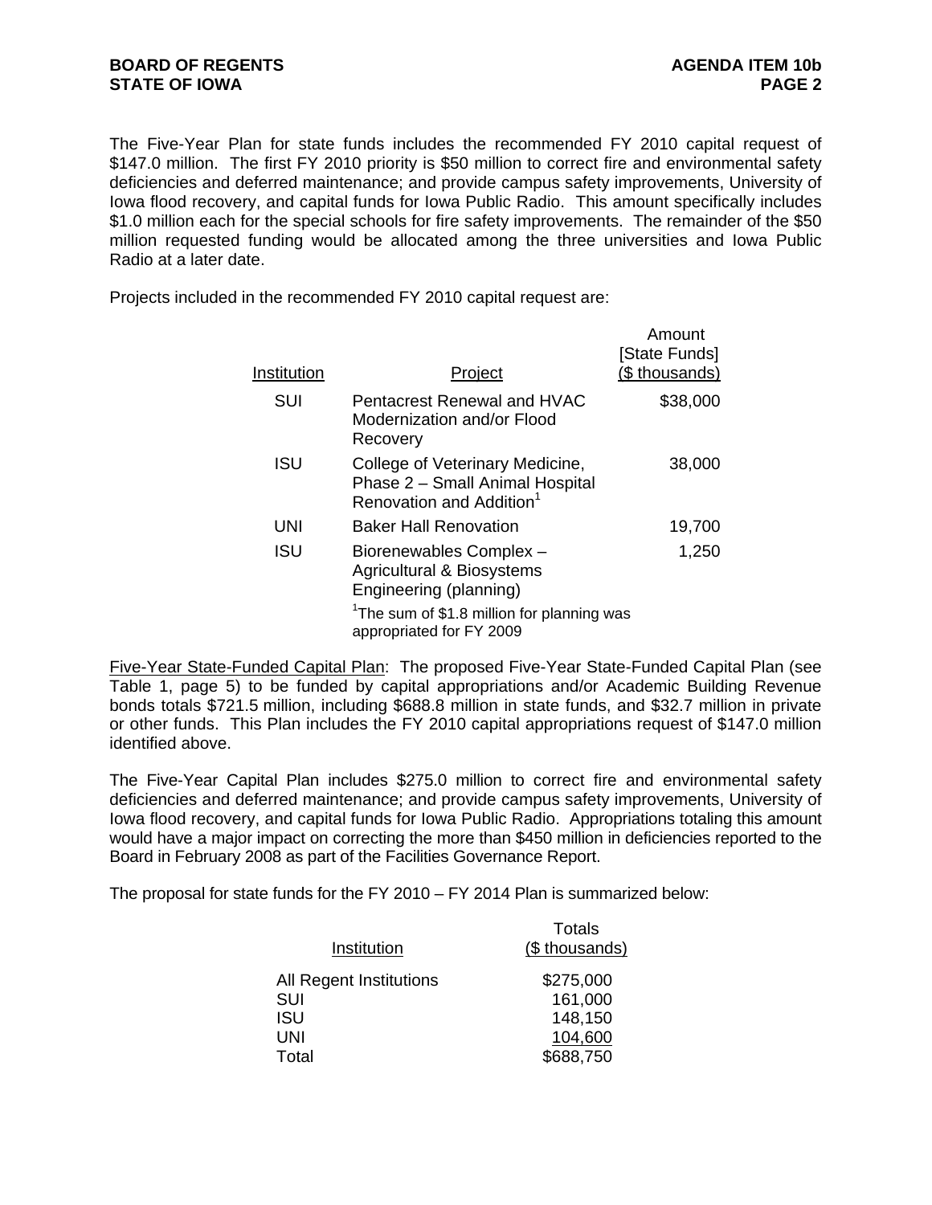The Five-Year Plan for state funds includes the recommended FY 2010 capital request of $147.0 million. The first FY 2010 priority is $50 million to correct fire and environmental safety deficiencies and deferred maintenance; and provide campus safety improvements, University of Iowa flood recovery, and capital funds for Iowa Public Radio. This amount specifically includes $1.0 million each for the special schools for fire safety improvements. The remainder of the $50 million requested funding would be allocated among the three universities and Iowa Public Radio at a later date.

Projects included in the recommended FY 2010 capital request are:

| Institution | Project | Amount [State Funds] ($ thousands) |
|---|---|---|
| SUI | Pentacrest Renewal and HVAC Modernization and/or Flood Recovery | $38,000 |
| ISU | College of Veterinary Medicine, Phase 2 – Small Animal Hospital Renovation and Addition[1] | 38,000 |
| UNI | Baker Hall Renovation | 19,700 |
| ISU | Biorenewables Complex – Agricultural & Biosystems Engineering (planning) | 1,250 |

[1]The sum of $1.8 million for planning was appropriated for FY 2009

Five-Year State-Funded Capital Plan: The proposed Five-Year State-Funded Capital Plan (see Table 1, page 5) to be funded by capital appropriations and/or Academic Building Revenue bonds totals $721.5 million, including $688.8 million in state funds, and $32.7 million in private or other funds. This Plan includes the FY 2010 capital appropriations request of $147.0 million identified above.

The Five-Year Capital Plan includes $275.0 million to correct fire and environmental safety deficiencies and deferred maintenance; and provide campus safety improvements, University of Iowa flood recovery, and capital funds for Iowa Public Radio. Appropriations totaling this amount would have a major impact on correcting the more than $450 million in deficiencies reported to the Board in February 2008 as part of the Facilities Governance Report.

The proposal for state funds for the FY 2010 – FY 2014 Plan is summarized below:

| Institution | Totals ($ thousands) |
|---|---|
| All Regent Institutions | $275,000 |
| SUI | 161,000 |
| ISU | 148,150 |
| UNI | 104,600 |
| Total | $688,750 |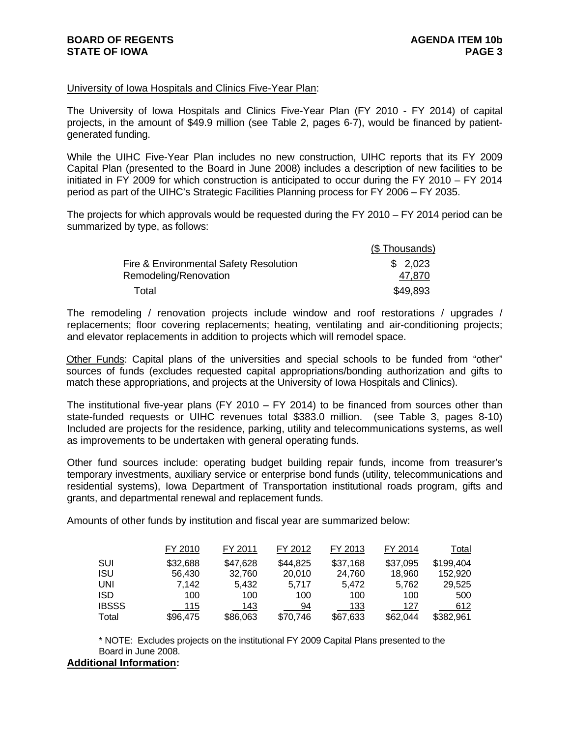University of Iowa Hospitals and Clinics Five-Year Plan:

The University of Iowa Hospitals and Clinics Five-Year Plan (FY 2010 - FY 2014) of capital projects, in the amount of $49.9 million (see Table 2, pages 6-7), would be financed by patient-generated funding.

While the UIHC Five-Year Plan includes no new construction, UIHC reports that its FY 2009 Capital Plan (presented to the Board in June 2008) includes a description of new facilities to be initiated in FY 2009 for which construction is anticipated to occur during the FY 2010 – FY 2014 period as part of the UIHC's Strategic Facilities Planning process for FY 2006 – FY 2035.

The projects for which approvals would be requested during the FY 2010 – FY 2014 period can be summarized by type, as follows:

| | ($ Thousands) |
|---|---|
| Fire & Environmental Safety Resolution | $ 2,023 |
| Remodeling/Renovation | 47,870 |
| Total | $49,893 |

The remodeling / renovation projects include window and roof restorations / upgrades / replacements; floor covering replacements; heating, ventilating and air-conditioning projects; and elevator replacements in addition to projects which will remodel space.

Other Funds: Capital plans of the universities and special schools to be funded from "other" sources of funds (excludes requested capital appropriations/bonding authorization and gifts to match these appropriations, and projects at the University of Iowa Hospitals and Clinics).

The institutional five-year plans (FY 2010 – FY 2014) to be financed from sources other than state-funded requests or UIHC revenues total $383.0 million. (see Table 3, pages 8-10) Included are projects for the residence, parking, utility and telecommunications systems, as well as improvements to be undertaken with general operating funds.

Other fund sources include: operating budget building repair funds, income from treasurer's temporary investments, auxiliary service or enterprise bond funds (utility, telecommunications and residential systems), Iowa Department of Transportation institutional roads program, gifts and grants, and departmental renewal and replacement funds.

Amounts of other funds by institution and fiscal year are summarized below:

| | FY 2010 | FY 2011 | FY 2012 | FY 2013 | FY 2014 | Total |
|---|---|---|---|---|---|---|
| SUI | $32,688 | $47,628 | $44,825 | $37,168 | $37,095 | $199,404 |
| ISU | 56,430 | 32,760 | 20,010 | 24,760 | 18,960 | 152,920 |
| UNI | 7,142 | 5,432 | 5,717 | 5,472 | 5,762 | 29,525 |
| ISD | 100 | 100 | 100 | 100 | 100 | 500 |
| IBSSS | 115 | 143 | 94 | 133 | 127 | 612 |
| Total | $96,475 | $86,063 | $70,746 | $67,633 | $62,044 | $382,961 |

\* NOTE: Excludes projects on the institutional FY 2009 Capital Plans presented to the Board in June 2008.

**Additional Information:**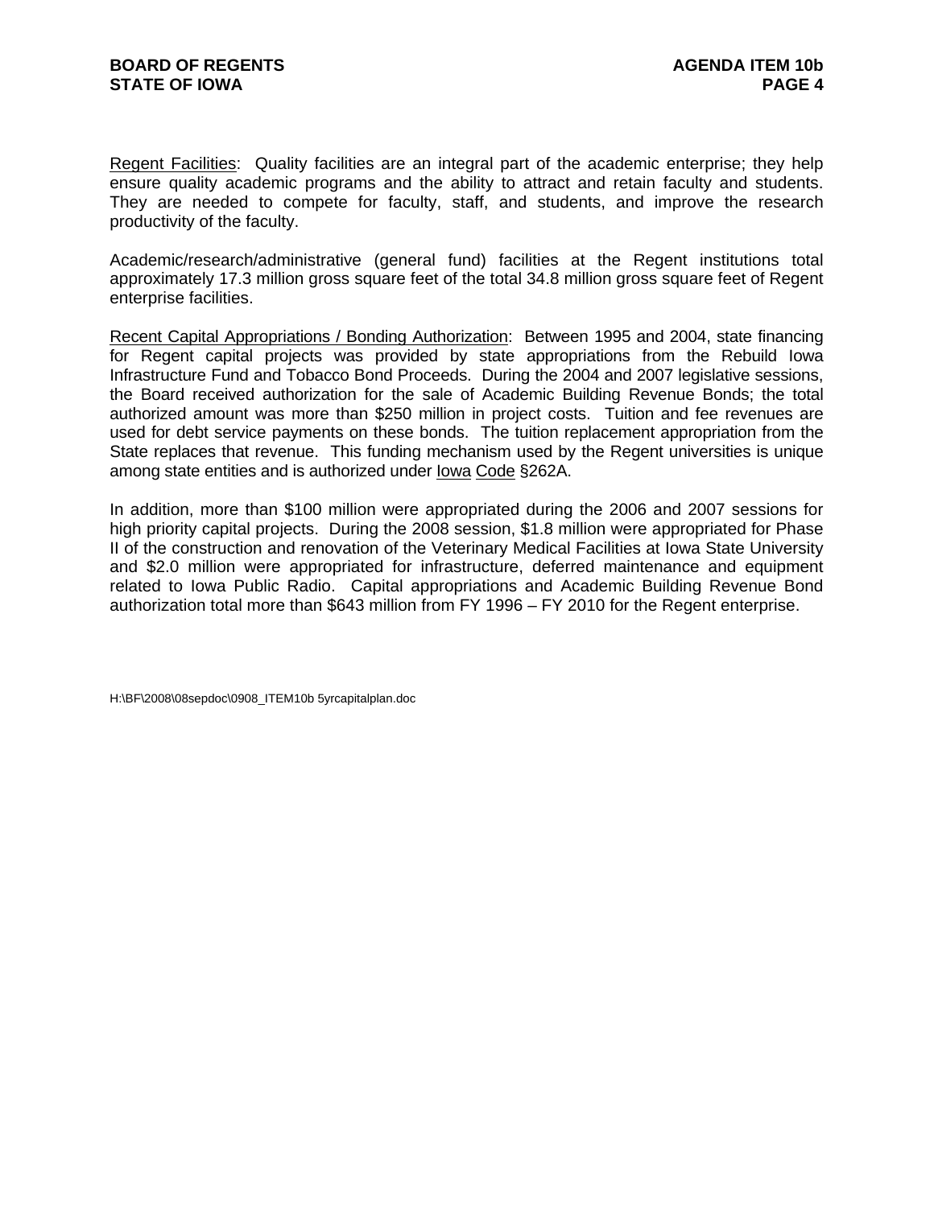Regent Facilities: Quality facilities are an integral part of the academic enterprise; they help ensure quality academic programs and the ability to attract and retain faculty and students. They are needed to compete for faculty, staff, and students, and improve the research productivity of the faculty.

Academic/research/administrative (general fund) facilities at the Regent institutions total approximately 17.3 million gross square feet of the total 34.8 million gross square feet of Regent enterprise facilities.

Recent Capital Appropriations / Bonding Authorization: Between 1995 and 2004, state financing for Regent capital projects was provided by state appropriations from the Rebuild Iowa Infrastructure Fund and Tobacco Bond Proceeds. During the 2004 and 2007 legislative sessions, the Board received authorization for the sale of Academic Building Revenue Bonds; the total authorized amount was more than $250 million in project costs. Tuition and fee revenues are used for debt service payments on these bonds. The tuition replacement appropriation from the State replaces that revenue. This funding mechanism used by the Regent universities is unique among state entities and is authorized under Iowa Code §262A.

In addition, more than $100 million were appropriated during the 2006 and 2007 sessions for high priority capital projects. During the 2008 session, $1.8 million were appropriated for Phase II of the construction and renovation of the Veterinary Medical Facilities at Iowa State University and $2.0 million were appropriated for infrastructure, deferred maintenance and equipment related to Iowa Public Radio. Capital appropriations and Academic Building Revenue Bond authorization total more than $643 million from FY 1996 – FY 2010 for the Regent enterprise.

H:\BF\2008\08sepdoc\0908_ITEM10b 5yrcapitalplan.doc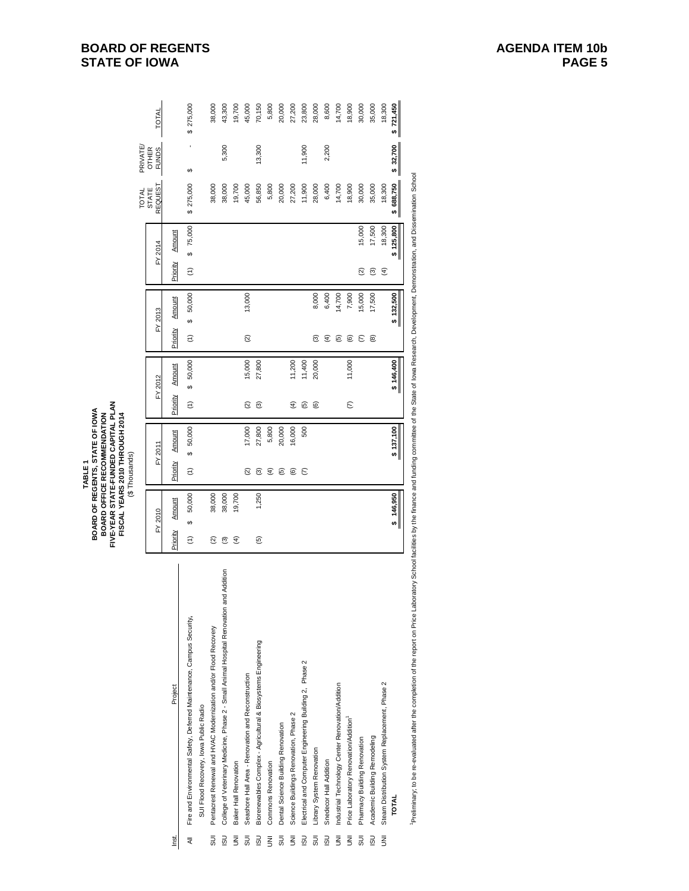**TABLE 1**
**BOARD OF REGENTS, STATE OF IOWA**
**BOARD OFFICE RECOMMENDATION**
**FIVE-YEAR STATE-FUNDED CAPITAL PLAN**
**FISCAL YEARS 2010 THROUGH 2014**
($ Thousands)

| Inst. | Project | FY 2010 Priority | FY 2010 Amount | FY 2011 Priority | FY 2011 Amount | FY 2012 Priority | FY 2012 Amount | FY 2013 Priority | FY 2013 Amount | FY 2014 Priority | FY 2014 Amount | TOTAL STATE REQUEST | PRIVATE/ OTHER FUNDS | TOTAL |
|---|---|---|---|---|---|---|---|---|---|---|---|---|---|---|
| All | Fire and Environmental Safety, Deferred Maintenance, Campus Security, SUI Flood Recovery, Iowa Public Radio | (1) | $ 50,000 | (1) | $ 50,000 | (1) | $ 50,000 | (1) | $ 50,000 | (1) | $ 75,000 | $ 275,000 | $ - | $ 275,000 |
| SUI | Pentacrest Renewal and HVAC Modernization and/or Flood Recovery | (2) | 38,000 | | | | | | | | | 38,000 | | 38,000 |
| ISU | College of Veterinary Medicine, Phase 2 - Small Animal Hospital Renovation and Addition | (3) | 38,000 | | | | | | | | | 38,000 | 5,300 | 43,300 |
| UNI | Baker Hall Renovation | (4) | 19,700 | | | | | | | | | 19,700 | | 19,700 |
| SUI | Seashore Hall Area - Renovation and Reconstruction | | | (2) | 17,000 | (2) | 15,000 | (2) | 13,000 | | | 45,000 | | 45,000 |
| ISU | Biorenewables Complex - Agricultural & Biosystems Engineering | (5) | 1,250 | (3) | 27,800 | (3) | 27,800 | | | | | 56,850 | 13,300 | 70,150 |
| UNI | Commons Renovation | | | (4) | 5,800 | | | | | | | 5,800 | | 5,800 |
| SUI | Dental Science Building Renovation | | | (5) | 20,000 | | | | | | | 20,000 | | 20,000 |
| UNI | Science Buildings Renovation, Phase 2 | | | (6) | 16,000 | (4) | 11,200 | | | | | 27,200 | | 27,200 |
| ISU | Electrical and Computer Engineering Building 2, Phase 2 | | | (7) | 500 | (5) | 11,400 | | | | | 11,900 | 11,900 | 23,800 |
| SUI | Library System Renovation | | | | | (6) | 20,000 | (3) | 8,000 | | | 28,000 | | 28,000 |
| ISU | Snedecor Hall Addition | | | | | | | (4) | 6,400 | | | 6,400 | 2,200 | 8,600 |
| UNI | Industrial Technology Center Renovation/Addition | | | | | | | (5) | 14,700 | | | 14,700 | | 14,700 |
| UNI | Price Laboratory Renovation/Addition[1] | | | | | (7) | 11,000 | (6) | 7,900 | | | 18,900 | | 18,900 |
| SUI | Pharmacy Building Renovation | | | | | | | (7) | 15,000 | (2) | 15,000 | 30,000 | | 30,000 |
| ISU | Academic Building Remodeling | | | | | | | (8) | 17,500 | (3) | 17,500 | 35,000 | | 35,000 |
| UNI | Steam Distribution System Replacement, Phase 2 | | | | | | | | | (4) | 18,300 | 18,300 | | 18,300 |
| | **TOTAL** | | $ 146,950 | | $ 137,100 | | $ 146,400 | | $ 132,500 | | $ 125,800 | $ 688,750 | $ 32,700 | $ 721,450 |

[1]Preliminary; to be re-evaluated after the completion of the report on Price Laboratory School facilities by the finance and funding committee of the State of Iowa Research, Development, Demonstration, and Dissemination School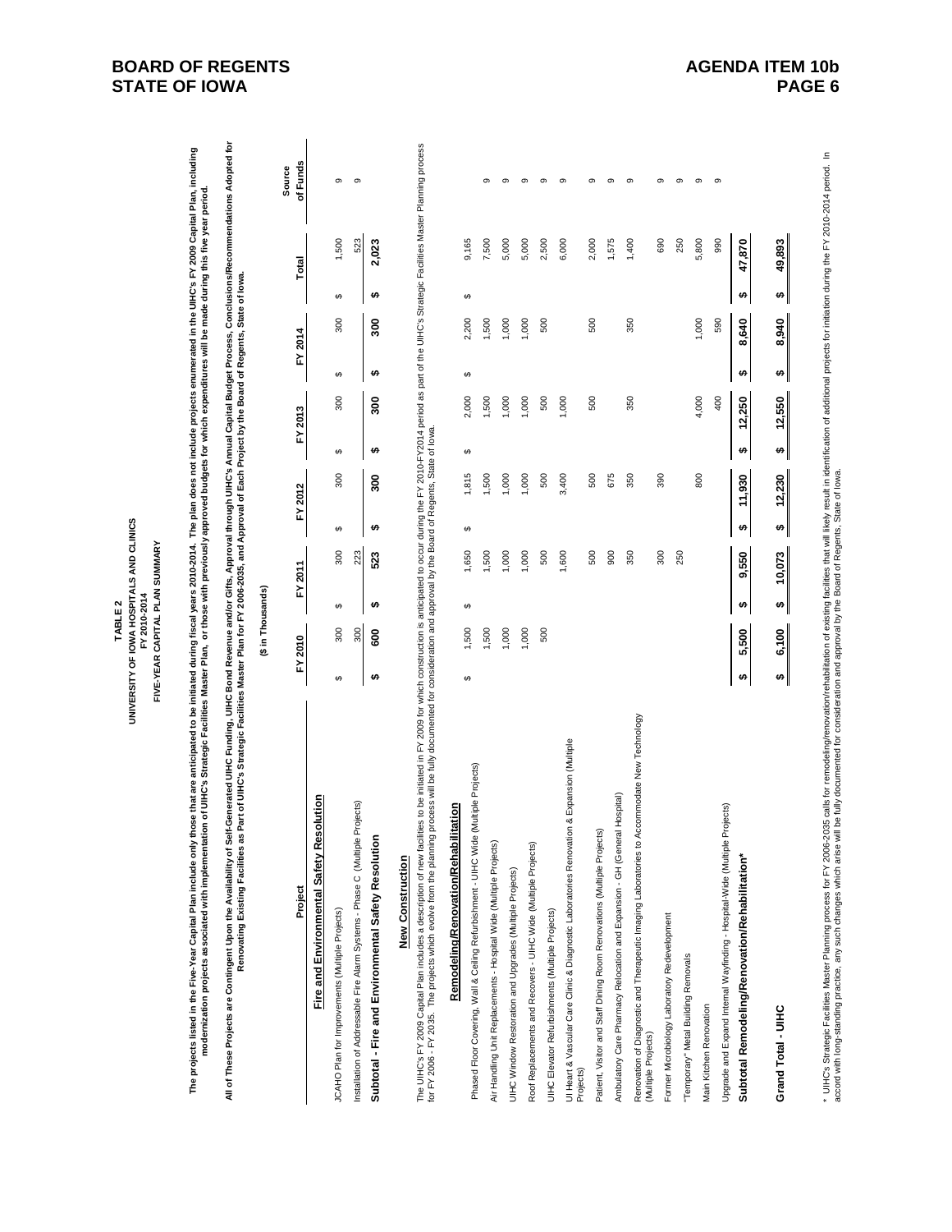**BOARD OF REGENTS**
**STATE OF IOWA**

**AGENDA ITEM 10b**
**PAGE 6**

**TABLE 2**
**UNIVERSITY OF IOWA HOSPITALS AND CLINICS**
**FY 2010-2014**
**FIVE-YEAR CAPITAL PLAN SUMMARY**

**The projects listed in the Five-Year Capital Plan include only those that are anticipated to be initiated during fiscal years 2010-2014. The plan does not include projects enumerated in the UIHC's FY 2009 Capital Plan, including modernization projects associated with implementation of UIHC's Strategic Facilities Master Plan, or those with previously approved budgets for which expenditures will be made during this five year period.**

**All of These Projects are Contingent Upon the Availability of Self-Generated UIHC Funding, UIHC Bond Revenue and/or Gifts, Approval through UIHC's Annual Capital Budget Process, Conclusions/Recommendations Adopted for Renovating Existing Facilities as Part of UIHC's Strategic Facilities Master Plan for FY 2006-2035, and Approval of Each Project by the Board of Regents, State of Iowa.**

($ in Thousands)

| Project | FY 2010 | FY 2011 | FY 2012 | FY 2013 | FY 2014 | Total | Source of Funds |
|---|---|---|---|---|---|---|---|
| **Fire and Environmental Safety Resolution** | | | | | | | |
| JCAHO Plan for Improvements (Multiple Projects) | $ 300 | $ 300 | $ 300 | $ 300 | $ 300 | $ 1,500 | 9 |
| Installation of Addressable Fire Alarm Systems - Phase C (Multiple Projects) | 300 | 223 | | | | 523 | 9 |
| **Subtotal - Fire and Environmental Safety Resolution** | **$ 600** | **$ 523** | **$ 300** | **$ 300** | **$ 300** | **$ 2,023** | |
| **New Construction** | | | | | | | |
| The UIHC's FY 2009 Capital Plan includes a description of new facilities to be initiated in FY 2009 for which construction is anticipated to occur during the FY 2010-FY2014 period as part of the UIHC's Strategic Facilities Master Planning process for FY 2006 - FY 2035. The projects which evolve from the planning process will be fully documented for consideration and approval by the Board of Regents, State of Iowa. | | | | | | | |
| **Remodeling/Renovation/Rehabilitation** | | | | | | | |
| Phased Floor Covering, Wall & Ceiling Refurbishment - UIHC Wide (Multiple Projects) | $ 1,500 | $ 1,650 | $ 1,815 | $ 2,000 | $ 2,200 | $ 9,165 | 9 |
| Air Handling Unit Replacements - Hospital Wide (Multiple Projects) | 1,500 | 1,500 | 1,500 | 1,500 | 1,500 | 7,500 | 9 |
| UIHC Window Restoration and Upgrades (Multiple Projects) | 1,000 | 1,000 | 1,000 | 1,000 | 1,000 | 5,000 | 9 |
| Roof Replacements and Recovers - UIHC Wide (Multiple Projects) | 1,000 | 1,000 | 1,000 | 1,000 | 1,000 | 5,000 | 9 |
| UIHC Elevator Refurbishments (Multiple Projects) | 500 | 500 | 500 | 500 | 500 | 2,500 | 9 |
| UI Heart & Vascular Care Clinic & Diagnostic Laboratories Renovation & Expansion (Multiple Projects) | | 1,600 | 3,400 | 1,000 | | 6,000 | 9 |
| Patient, Visitor and Staff Dining Room Renovations (Multiple Projects) | | 500 | 500 | 500 | 500 | 2,000 | 9 |
| Ambulatory Care Pharmacy Relocation and Expansion - GH (General Hospital) | | 900 | 675 | | | 1,575 | 9 |
| Renovation of Diagnostic and Therapeutic Imaging Laboratories to Accommodate New Technology (Multiple Projects) | | 350 | 350 | 350 | 350 | 1,400 | 9 |
| Former Microbiology Laboratory Redevelopment | | 300 | 390 | | | 690 | 9 |
| "Temporary" Metal Building Removals | | 250 | | | | 250 | 9 |
| Main Kitchen Renovation | | | 800 | 4,000 | 1,000 | 5,800 | 9 |
| Upgrade and Expand Internal Wayfinding - Hospital-Wide (Multiple Projects) | | | | 400 | 590 | 990 | 9 |
| **Subtotal Remodeling/Renovation/Rehabilitation*** | **$ 5,500** | **$ 9,550** | **$ 11,930** | **$ 12,250** | **$ 8,640** | **$ 47,870** | |
| **Grand Total - UIHC** | **$ 6,100** | **$ 10,073** | **$ 12,230** | **$ 12,550** | **$ 8,940** | **$ 49,893** | |

\* UIHC's Strategic Facilities Master Planning process for FY 2006-2035 calls for remodeling/renovation/rehabilitation of existing facilities that will likely result in identification of additional projects for initiation during the FY 2010-2014 period. In accord with long-standing practice, any such changes which arise will be fully documented for consideration and approval by the Board of Regents, State of Iowa.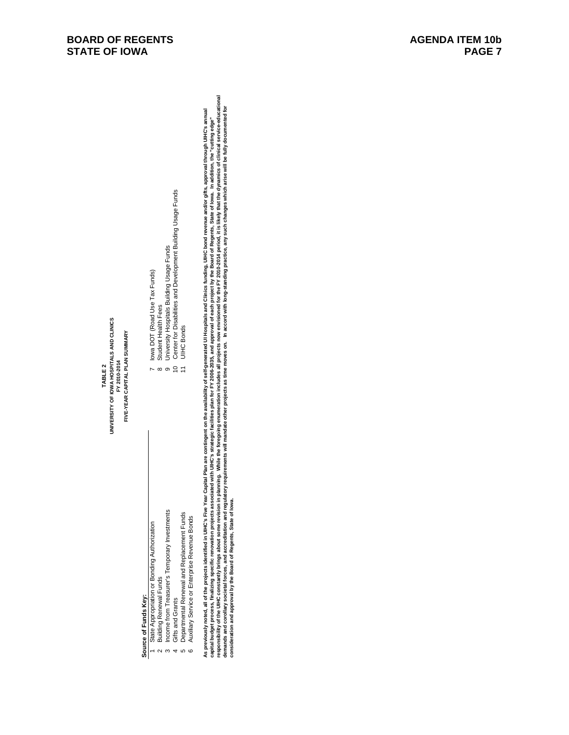**TABLE 2**
**UNIVERSITY OF IOWA HOSPITALS AND CLINICS**
**FY 2010-2014**
**FIVE-YEAR CAPITAL PLAN SUMMARY**

**Source of Funds Key:**

1. State Appropriation or Bonding Authorization
2. Building Renewal Funds
3. Income from Treasurer's Temporary Investments
4. Gifts and Grants
5. Departmental Renewal and Replacement Funds
6. Auxiliary Service or Enterprise Revenue Bonds
7. Iowa DOT (Road Use Tax Funds)
8. Student Health Fees
9. University Hospitals Building Usage Funds
10. Center for Disabilities and Development Building Usage Funds
11. UIHC Bonds

**As previously noted, all of the projects identified in UIHC's Five Year Capital Plan are contingent on the availability of self-generated UI Hospitals and Clinics funding, UIHC bond revenue and/or gifts, approval through UIHC's annual capital budget process, finalizing specific renovation projects associated with UIHC's strategic facilities plan for FY 2006-2035, and approval of each project by the Board of Regents, State of Iowa. In addition, the "cutting edge" responsibility of the UIHC constantly brings about some revision in planning. While the foregoing enumeration includes all projects now envisioned for the FY 2010-2014 period, it is likely that the dynamics of clinical service-educational demands and corollary societal forces, and accreditation and regulatory requirements will mandate other projects as time moves on. In accord with long-standing practice, any such changes which arise will be fully documented for consideration and approval by the Board of Regents, State of Iowa.**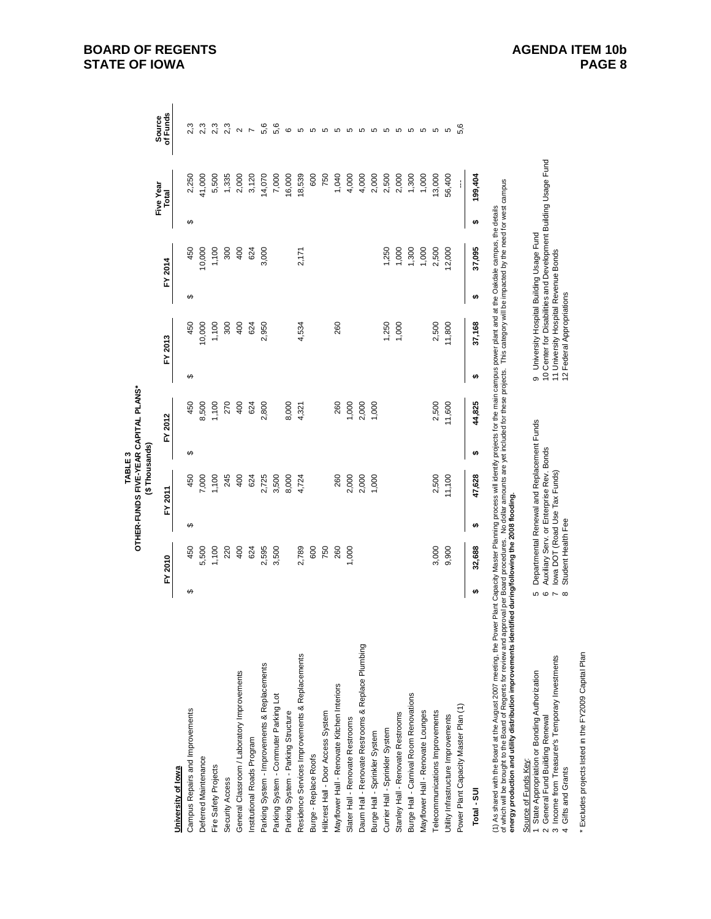## TABLE 3
## OTHER-FUNDS FIVE-YEAR CAPITAL PLANS*
## ($ Thousands)

| University of Iowa | FY 2010 | FY 2011 | FY 2012 | FY 2013 | FY 2014 | Five Year Total | Source of Funds |
|---|---|---|---|---|---|---|---|
| Campus Repairs and Improvements | $ 450 | $ 450 | $ 450 | $ 450 | $ 450 | $ 2,250 | 2,3 |
| Deferred Maintenance | 5,500 | 7,000 | 8,500 | 10,000 | 10,000 | 41,000 | 2,3 |
| Fire Safety Projects | 1,100 | 1,100 | 1,100 | 1,100 | 1,100 | 5,500 | 2,3 |
| Security Access | 220 | 245 | 270 | 300 | 300 | 1,335 | 2,3 |
| General Classroom / Laboratory Improvements | 400 | 400 | 400 | 400 | 400 | 2,000 | 2 |
| Institutional Roads Program | 624 | 624 | 624 | 624 | 624 | 3,120 | 7 |
| Parking System - Improvements & Replacements | 2,595 | 2,725 | 2,800 | 2,950 | 3,000 | 14,070 | 5,6 |
| Parking System - Commuter Parking Lot | 3,500 | 3,500 | | | | 7,000 | 5,6 |
| Parking System - Parking Structure | | 8,000 | 8,000 | | | 16,000 | 6 |
| Residence Services Improvements & Replacements | 2,789 | 4,724 | 4,321 | 4,534 | 2,171 | 18,539 | 5 |
| Burge - Replace Roofs | 600 | | | | | 600 | 5 |
| Hillcrest Hall - Door Access System | 750 | | | | | 750 | 5 |
| Mayflower Hall - Renovate Kitchen Interiors | 260 | 260 | 260 | 260 | | 1,040 | 5 |
| Slater Hall - Renovate Restrooms | 1,000 | 2,000 | 1,000 | | | 4,000 | 5 |
| Daum Hall - Renovate Restrooms & Replace Plumbing | | 2,000 | 2,000 | | | 4,000 | 5 |
| Burge Hall - Sprinkler System | | 1,000 | 1,000 | | | 2,000 | 5 |
| Currier Hall - Sprinkler System | | | | 1,250 | 1,250 | 2,500 | 5 |
| Stanley Hall - Renovate Restrooms | | | | 1,000 | 1,000 | 2,000 | 5 |
| Burge Hall - Carnival Room Renovations | | | | | 1,300 | 1,300 | 5 |
| Mayflower Hall - Renovate Lounges | | | | | 1,000 | 1,000 | 5 |
| Telecommunications Improvements | 3,000 | 2,500 | 2,500 | 2,500 | 2,500 | 13,000 | 5 |
| Utility Infrastructure Improvements | 9,900 | 11,100 | 11,600 | 11,800 | 12,000 | 56,400 | 5 |
| Power Plant Capacity Master Plan (1) | | | | | | --- | 5,6 |
| **Total - SUI** | **$ 32,688** | **$ 47,628** | **$ 44,825** | **$ 37,168** | **$ 37,095** | **$ 199,404** | |

(1) As shared with the Board at the August 2007 meeting, the Power Plant Capacity Master Planning process will identify projects for the main campus power plant and at the Oakdale campus, the details of which will be brought to the Board of Regents for review and approval per Board procedures. No dollar amounts are yet included for these projects. This category will be impacted by the need for west campus **energy production and utility distribution improvements identified during/following the 2008 flooding.**

Source of Funds Key:
1 State Appropriation or Bonding Authorization
2 General Fund Building Renewal
3 Income from Treasurer's Temporary Investments
4 Gifts and Grants
5 Departmental Renewal and Replacement Funds
6 Auxiliary Serv. or Enterprise Rev. Bonds
7 Iowa DOT (Road Use Tax Funds)
8 Student Health Fee
9 University Hospital Building Usage Fund
10 Center for Disabilities and Development Building Usage Fund
11 University Hospital Revenue Bonds
12 Federal Appropriations

* Excludes projects listed in the FY2009 Capital Plan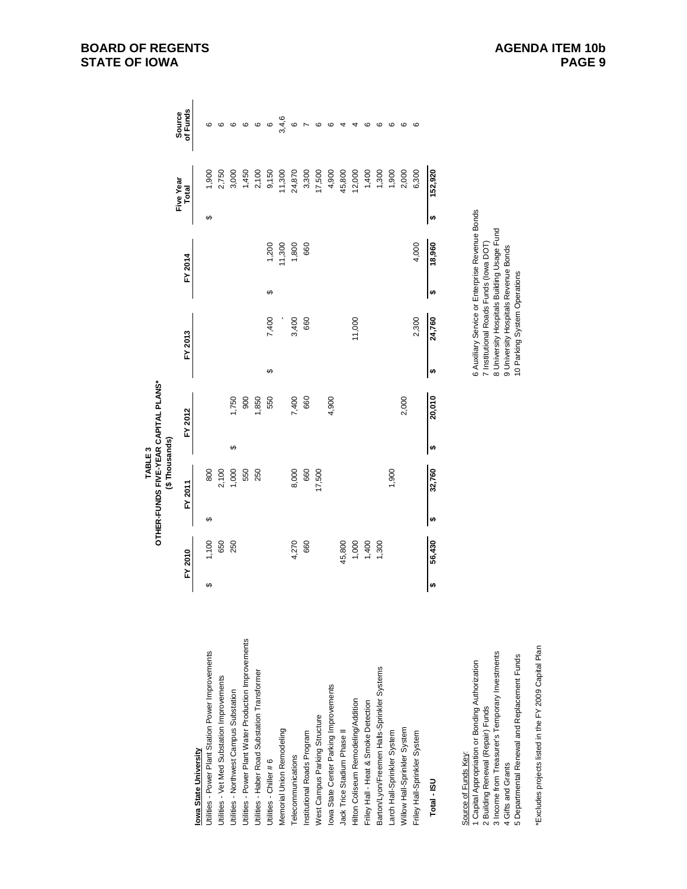**BOARD OF REGENTS**
**STATE OF IOWA**

**AGENDA ITEM 10b**

**TABLE 3**
**OTHER-FUNDS FIVE-YEAR CAPITAL PLANS***
**($ Thousands)**

| Iowa State University | FY 2010 | FY 2011 | FY 2012 | FY 2013 | FY 2014 | Five Year Total | Source of Funds |
|---|---|---|---|---|---|---|---|
| Utilities - Power Plant Station Power Improvements | $ 1,100 | $ 800 | | | | $ 1,900 | 6 |
| Utilities - Vet Med Substation Improvements | 650 | 2,100 | | | | 2,750 | 6 |
| Utilities - Northwest Campus Substation | 250 | 1,000 | $ 1,750 | | | 3,000 | 6 |
| Utilities - Power Plant Water Production Improvements | | 550 | 900 | | | 1,450 | 6 |
| Utilities - Haber Road Substation Transformer | | 250 | 1,850 | | | 2,100 | 6 |
| Utilities - Chiller # 6 | | | 550 | $ 7,400 | $ 1,200 | 9,150 | 6 |
| Memorial Union Remodeling | | | | - | 11,300 | 11,300 | 3,4,6 |
| Telecommunications | 4,270 | 8,000 | 7,400 | 3,400 | 1,800 | 24,870 | 6 |
| Institutional Roads Program | 660 | 660 | 660 | 660 | 660 | 3,300 | 7 |
| West Campus Parking Structure | | 17,500 | | | | 17,500 | 6 |
| Iowa State Center Parking Improvements | | | 4,900 | | | 4,900 | 6 |
| Jack Trice Stadium Phase II | 45,800 | | | | | 45,800 | 4 |
| Hilton Coliseum Remodeling/Addition | 1,000 | | | 11,000 | | 12,000 | 4 |
| Friley Hall - Heat & Smoke Detection | 1,400 | | | | | 1,400 | 6 |
| Barton/Lyon/Freemen Halls-Sprinkler Systems | 1,300 | | | | | 1,300 | 6 |
| Larch Hall-Sprinkler System | | 1,900 | | | | 1,900 | 6 |
| Willow Hall-Sprinkler System | | | 2,000 | | | 2,000 | 6 |
| Friley Hall-Sprinkler System | | | | 2,300 | 4,000 | 6,300 | 6 |
| **Total - ISU** | **$ 56,430** | **$ 32,760** | **$ 20,010** | **$ 24,760** | **$ 18,960** | **$ 152,920** | |

Source of Funds Key:
1 Capital Appropriation or Bonding Authorization
2 Building Renewal (Repair) Funds
3 Income from Treasurer's Temporary Investments
4 Gifts and Grants
5 Departmental Renewal and Replacement Funds
6 Auxiliary Service or Enterprise Revenue Bonds
7 Institutional Roads Funds (Iowa DOT)
8 University Hospitals Building Usage Fund
9 University Hospitals Revenue Bonds
10 Parking System Operations

*Excludes projects listed in the FY 2009 Capital Plan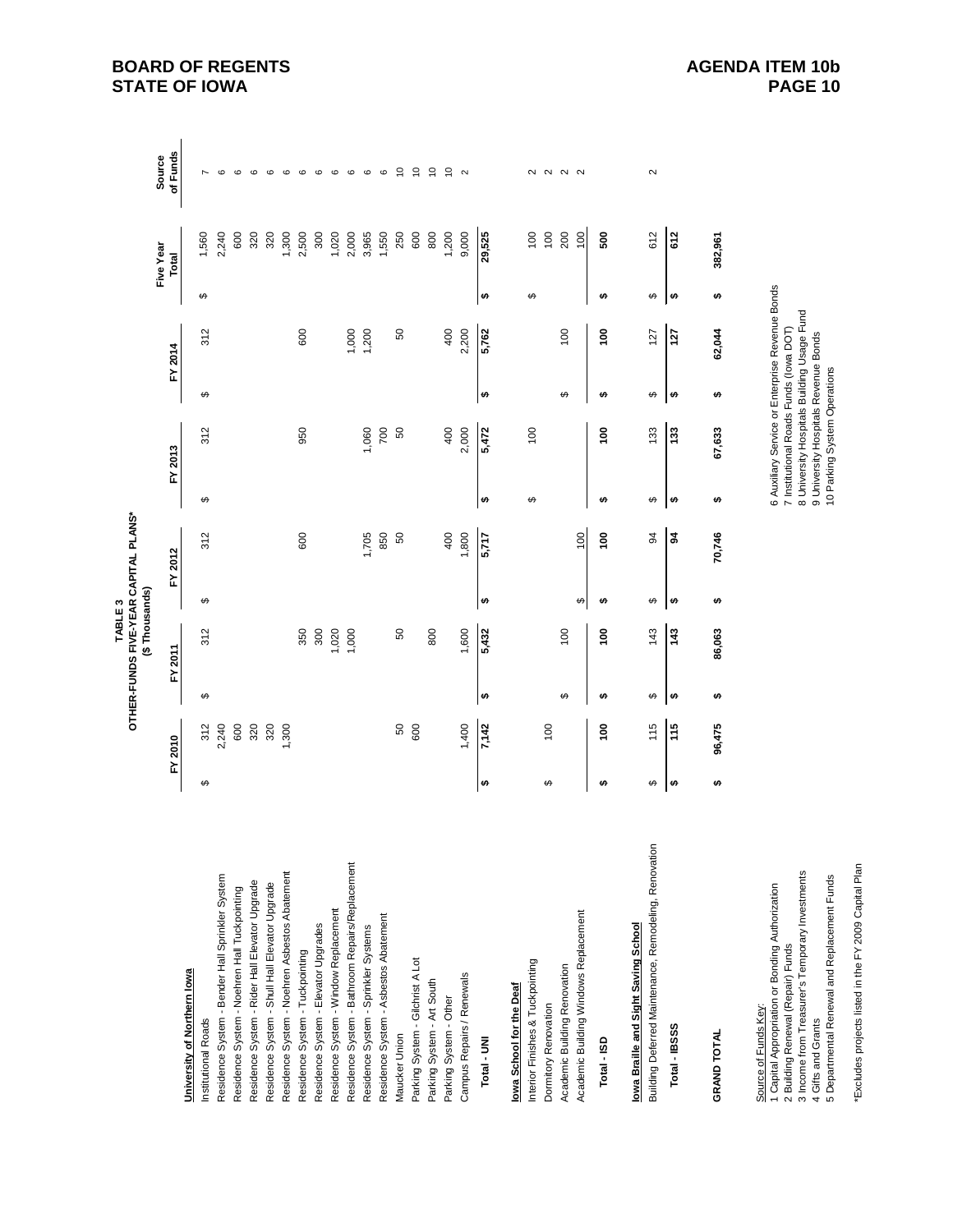**TABLE 3**
**OTHER-FUNDS FIVE-YEAR CAPITAL PLANS***
**($ Thousands)**

| | FY 2010 | FY 2011 | FY 2012 | FY 2013 | FY 2014 | Five Year Total | Source of Funds |
|---|---|---|---|---|---|---|---|
| **University of Northern Iowa** | | | | | | | |
| Institutional Roads | $ 312 | $ 312 | $ 312 | $ 312 | $ 312 | $ 1,560 | 7 |
| Residence System - Bender Hall Sprinkler System | 2,240 | | | | | 2,240 | 6 |
| Residence System - Noehren Hall Tuckpointing | 600 | | | | | 600 | 6 |
| Residence System - Rider Hall Elevator Upgrade | 320 | | | | | 320 | 6 |
| Residence System - Shull Hall Elevator Upgrade | 320 | | | | | 320 | 6 |
| Residence System - Noehren Asbestos Abatement | 1,300 | | | | | 1,300 | 6 |
| Residence System - Tuckpointing | | 350 | 600 | 950 | 600 | 2,500 | 6 |
| Residence System - Elevator Upgrades | | 300 | | | | 300 | 6 |
| Residence System - Window Replacement | | 1,020 | | | | 1,020 | 6 |
| Residence System - Bathroom Repairs/Replacement | | 1,000 | | | 1,000 | 2,000 | 6 |
| Residence System - Sprinkler Systems | | | 1,705 | 1,060 | 1,200 | 3,965 | 6 |
| Residence System - Asbestos Abatement | | | 850 | 700 | | 1,550 | 6 |
| Maucker Union | 50 | 50 | 50 | 50 | 50 | 250 | 10 |
| Parking System - Gilchrist A Lot | 600 | | | | | 600 | 10 |
| Parking System - Art South | | 800 | | | | 800 | 10 |
| Parking System - Other | | | 400 | 400 | 400 | 1,200 | 10 |
| Campus Repairs / Renewals | 1,400 | 1,600 | 1,800 | 2,000 | 2,200 | 9,000 | 2 |
| **Total - UNI** | **$ 7,142** | **$ 5,432** | **$ 5,717** | **$ 5,472** | **$ 5,762** | **$ 29,525** | |
| **Iowa School for the Deaf** | | | | | | | |
| Interior Finishes & Tuckpointing | | | | $ 100 | | $ 100 | 2 |
| Dormitory Renovation | $ 100 | | | | | 100 | 2 |
| Academic Building Renovation | | $ 100 | | | $ 100 | 200 | 2 |
| Academic Building Windows Replacement | | | $ 100 | | | 100 | 2 |
| **Total - ISD** | **$ 100** | **$ 100** | **$ 100** | **$ 100** | **$ 100** | **$ 500** | |
| **Iowa Braille and Sight Saving School** | | | | | | | |
| Building Deferred Maintenance, Remodeling, Renovation | $ 115 | $ 143 | $ 94 | $ 133 | $ 127 | $ 612 | 2 |
| **Total - IBSSS** | **$ 115** | **$ 143** | **$ 94** | **$ 133** | **$ 127** | **$ 612** | |
| **GRAND TOTAL** | **$ 96,475** | **$ 86,063** | **$ 70,746** | **$ 67,633** | **$ 62,044** | **$ 382,961** | |

Source of Funds Key:
1 Capital Appropriation or Bonding Authorization
2 Building Renewal (Repair) Funds
3 Income from Treasurer's Temporary Investments
4 Gifts and Grants
5 Departmental Renewal and Replacement Funds
6 Auxiliary Service or Enterprise Revenue Bonds
7 Institutional Roads Funds (Iowa DOT)
8 University Hospitals Building Usage Fund
9 University Hospitals Revenue Bonds
10 Parking System Operations

*Excludes projects listed in the FY 2009 Capital Plan